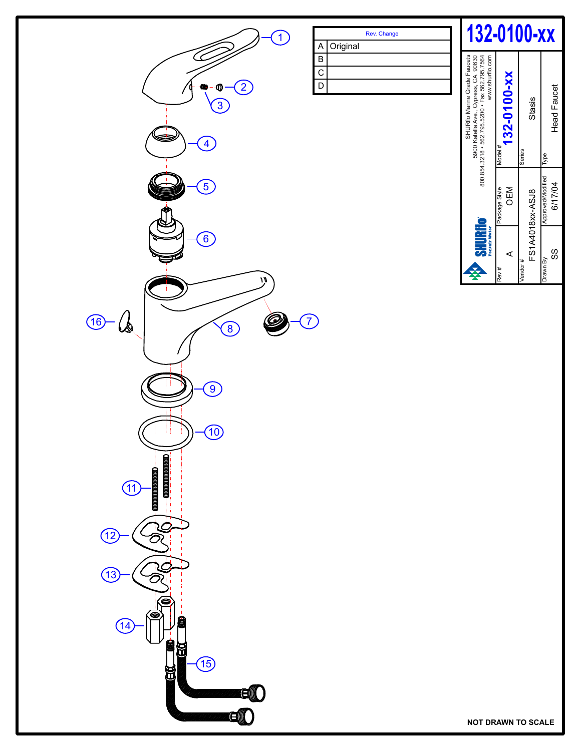# 132-0100-xx

| Rev. | Change |
|---|---|
| A | Original |
| B | |
| C | |
| D | |

SHURflo Marine Grade Faucets
5900 Katella Ave., Cypress, CA 90630
800.854.3218 • 562.795.5200 • Fax 562.795.7564
www.shurflo.com

SHURflo Pentair Water

| Rev # | Package Style | Model # |
|---|---|---|
| A | OEM | 132-0100-xx |

| Vendor # | Series |
|---|---|
| FS1A4018xx-ASJ8 | Stasis |

| Drawn By | Approved/Modified | Type |
|---|---|---|
| SS | 6/17/04 | Head Faucet |

1, 2, 3, 4, 5, 6, 7, 8, 9, 10, 11, 12, 13, 14, 15, 16

NOT DRAWN TO SCALE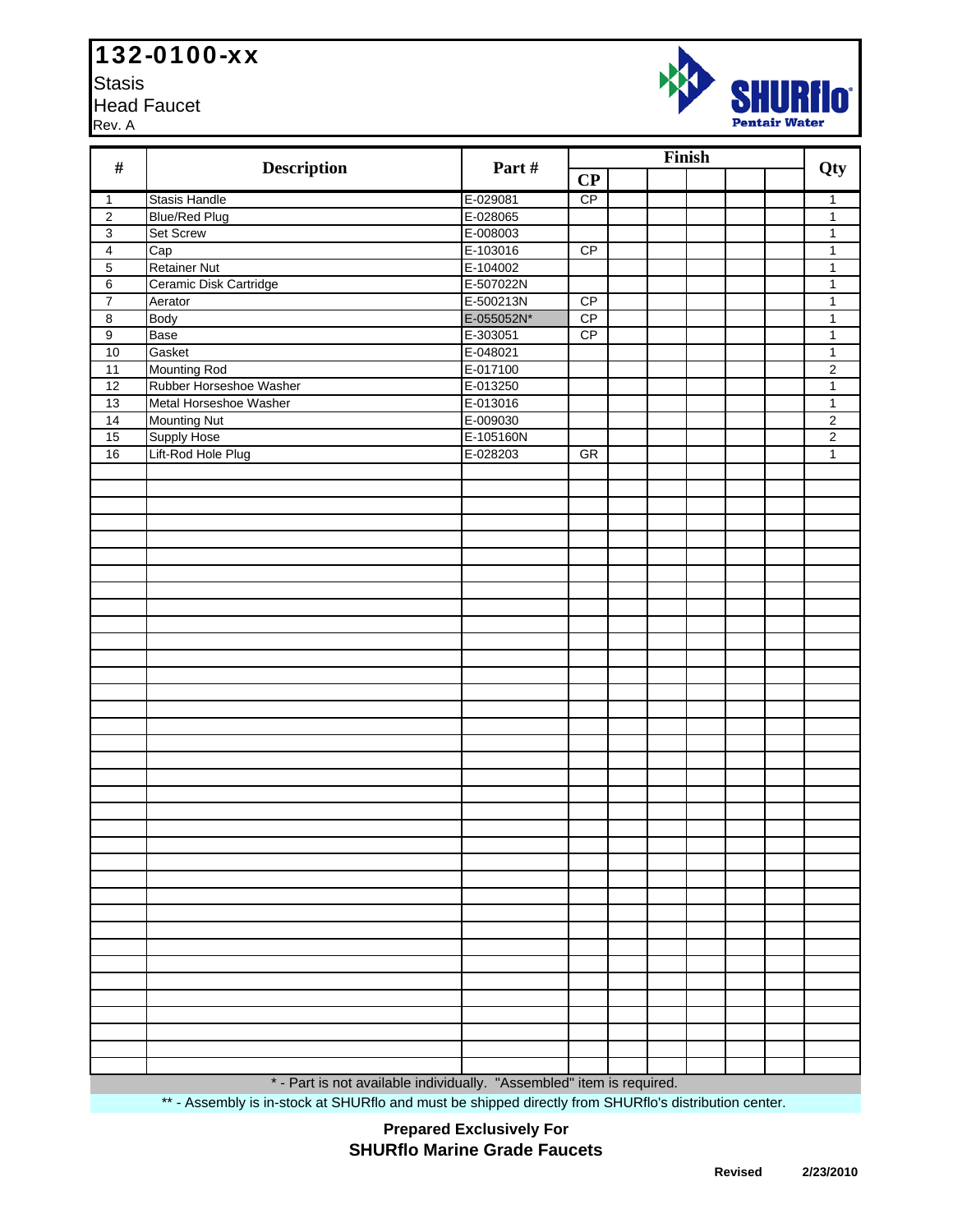# 132-0100-xx

Stasis
Head Faucet
Rev. A

SHURflo
Pentair Water

| # | Description | Part # | Finish | | | | | | Qty |
|---|---|---|---|---|---|---|---|---|---|
| | | | CP | | | | | | |
| 1 | Stasis Handle | E-029081 | CP | | | | | | 1 |
| 2 | Blue/Red Plug | E-028065 | | | | | | | 1 |
| 3 | Set Screw | E-008003 | | | | | | | 1 |
| 4 | Cap | E-103016 | CP | | | | | | 1 |
| 5 | Retainer Nut | E-104002 | | | | | | | 1 |
| 6 | Ceramic Disk Cartridge | E-507022N | | | | | | | 1 |
| 7 | Aerator | E-500213N | CP | | | | | | 1 |
| 8 | Body | E-055052N* | CP | | | | | | 1 |
| 9 | Base | E-303051 | CP | | | | | | 1 |
| 10 | Gasket | E-048021 | | | | | | | 1 |
| 11 | Mounting Rod | E-017100 | | | | | | | 2 |
| 12 | Rubber Horseshoe Washer | E-013250 | | | | | | | 1 |
| 13 | Metal Horseshoe Washer | E-013016 | | | | | | | 1 |
| 14 | Mounting Nut | E-009030 | | | | | | | 2 |
| 15 | Supply Hose | E-105160N | | | | | | | 2 |
| 16 | Lift-Rod Hole Plug | E-028203 | GR | | | | | | 1 |

* - Part is not available individually. "Assembled" item is required.

** - Assembly is in-stock at SHURflo and must be shipped directly from SHURflo's distribution center.

**Prepared Exclusively For**
**SHURflo Marine Grade Faucets**

**Revised** **2/23/2010**